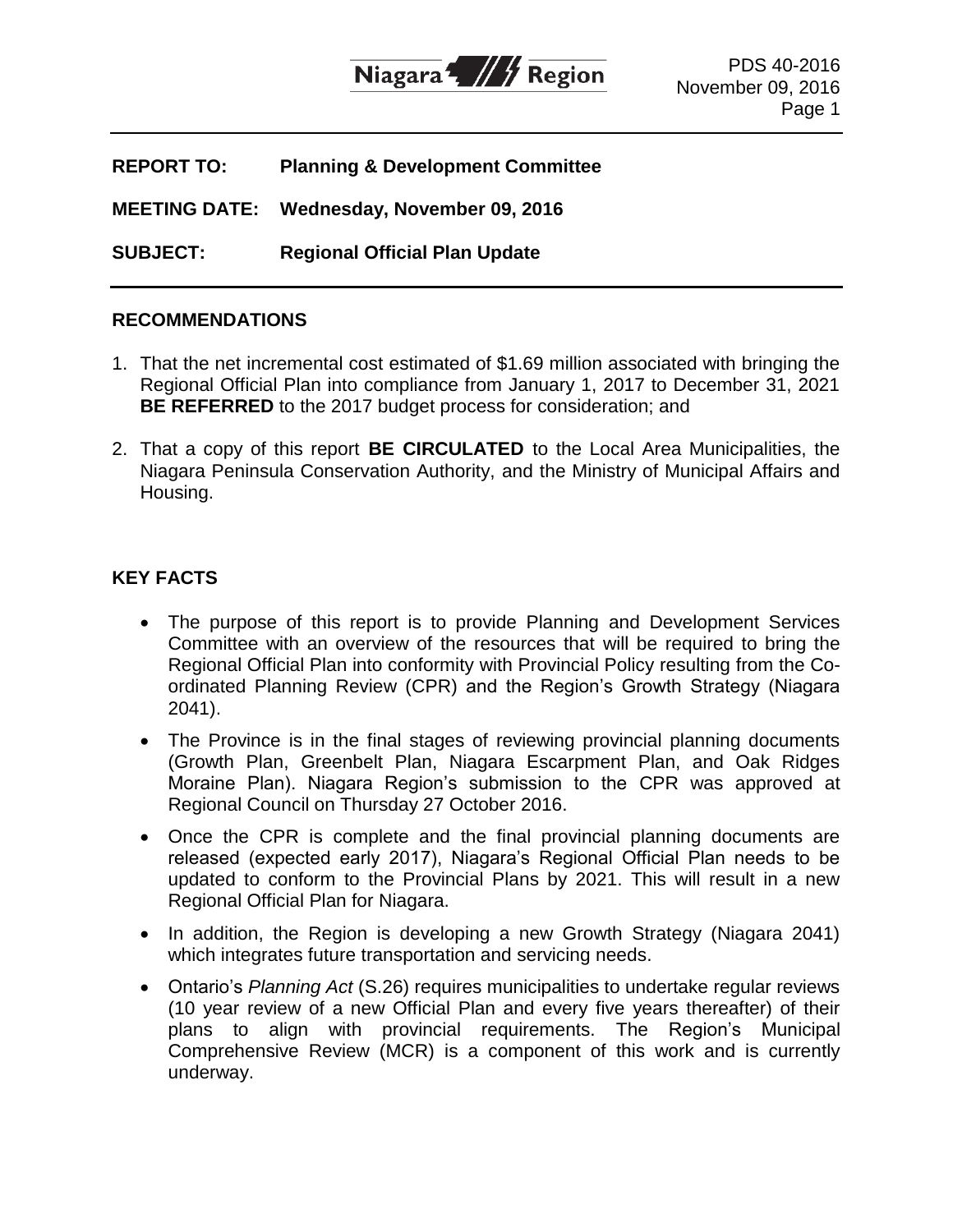**REPORT TO:** **Planning & Development Committee**

**MEETING DATE:** **Wednesday, November 09, 2016**

**SUBJECT:** **Regional Official Plan Update**

## RECOMMENDATIONS

1. That the net incremental cost estimated of $1.69 million associated with bringing the Regional Official Plan into compliance from January 1, 2017 to December 31, 2021 **BE REFERRED** to the 2017 budget process for consideration; and
2. That a copy of this report **BE CIRCULATED** to the Local Area Municipalities, the Niagara Peninsula Conservation Authority, and the Ministry of Municipal Affairs and Housing.

## KEY FACTS

- The purpose of this report is to provide Planning and Development Services Committee with an overview of the resources that will be required to bring the Regional Official Plan into conformity with Provincial Policy resulting from the Co-ordinated Planning Review (CPR) and the Region's Growth Strategy (Niagara 2041).
- The Province is in the final stages of reviewing provincial planning documents (Growth Plan, Greenbelt Plan, Niagara Escarpment Plan, and Oak Ridges Moraine Plan). Niagara Region's submission to the CPR was approved at Regional Council on Thursday 27 October 2016.
- Once the CPR is complete and the final provincial planning documents are released (expected early 2017), Niagara's Regional Official Plan needs to be updated to conform to the Provincial Plans by 2021. This will result in a new Regional Official Plan for Niagara.
- In addition, the Region is developing a new Growth Strategy (Niagara 2041) which integrates future transportation and servicing needs.
- Ontario's *Planning Act* (S.26) requires municipalities to undertake regular reviews (10 year review of a new Official Plan and every five years thereafter) of their plans to align with provincial requirements. The Region's Municipal Comprehensive Review (MCR) is a component of this work and is currently underway.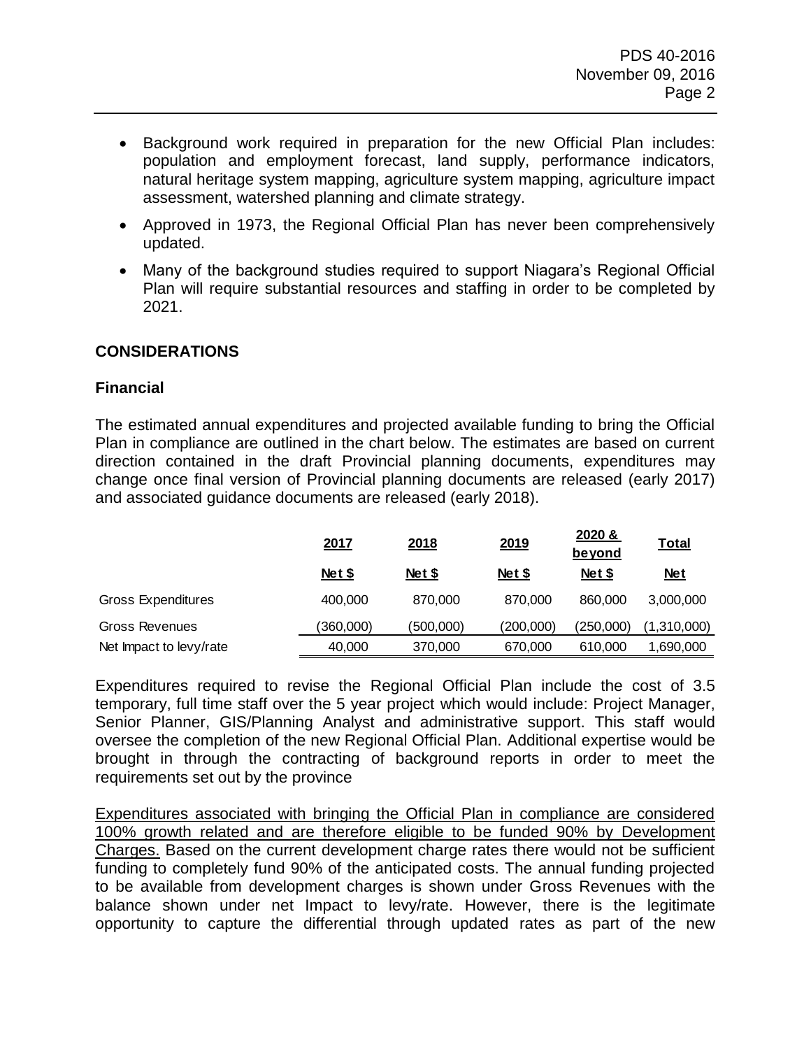- Background work required in preparation for the new Official Plan includes: population and employment forecast, land supply, performance indicators, natural heritage system mapping, agriculture system mapping, agriculture impact assessment, watershed planning and climate strategy.
- Approved in 1973, the Regional Official Plan has never been comprehensively updated.
- Many of the background studies required to support Niagara's Regional Official Plan will require substantial resources and staffing in order to be completed by 2021.

## CONSIDERATIONS

### Financial

The estimated annual expenditures and projected available funding to bring the Official Plan in compliance are outlined in the chart below. The estimates are based on current direction contained in the draft Provincial planning documents, expenditures may change once final version of Provincial planning documents are released (early 2017) and associated guidance documents are released (early 2018).

| | 2017 | 2018 | 2019 | 2020 & beyond | Total |
|---|---|---|---|---|---|
| | Net $ | Net $ | Net $ | Net $ | Net |
| Gross Expenditures | 400,000 | 870,000 | 870,000 | 860,000 | 3,000,000 |
| Gross Revenues | (360,000) | (500,000) | (200,000) | (250,000) | (1,310,000) |
| Net Impact to levy/rate | 40,000 | 370,000 | 670,000 | 610,000 | 1,690,000 |

Expenditures required to revise the Regional Official Plan include the cost of 3.5 temporary, full time staff over the 5 year project which would include: Project Manager, Senior Planner, GIS/Planning Analyst and administrative support. This staff would oversee the completion of the new Regional Official Plan. Additional expertise would be brought in through the contracting of background reports in order to meet the requirements set out by the province

Expenditures associated with bringing the Official Plan in compliance are considered 100% growth related and are therefore eligible to be funded 90% by Development Charges. Based on the current development charge rates there would not be sufficient funding to completely fund 90% of the anticipated costs. The annual funding projected to be available from development charges is shown under Gross Revenues with the balance shown under net Impact to levy/rate. However, there is the legitimate opportunity to capture the differential through updated rates as part of the new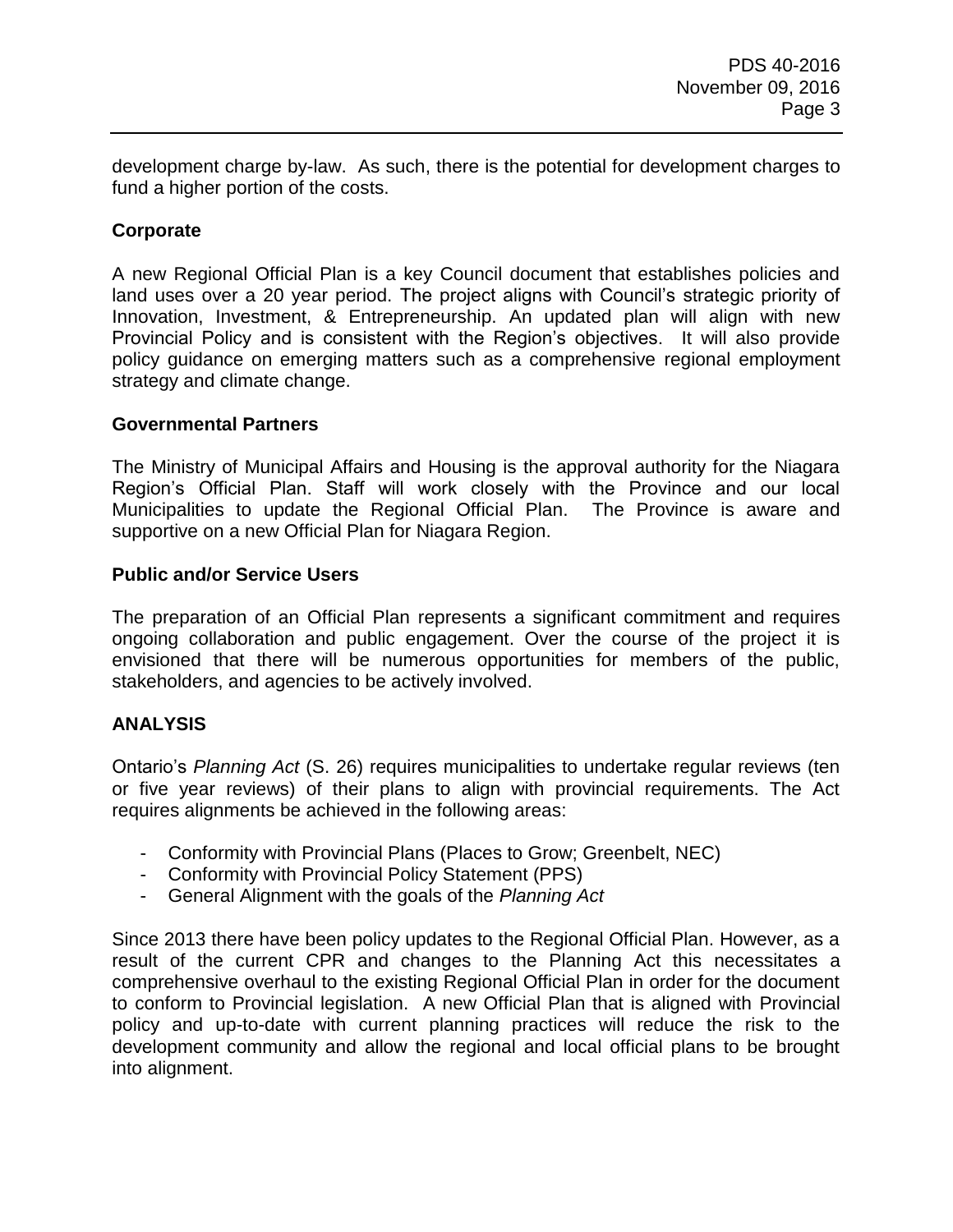development charge by-law. As such, there is the potential for development charges to fund a higher portion of the costs.

**Corporate**

A new Regional Official Plan is a key Council document that establishes policies and land uses over a 20 year period. The project aligns with Council's strategic priority of Innovation, Investment, & Entrepreneurship. An updated plan will align with new Provincial Policy and is consistent with the Region's objectives. It will also provide policy guidance on emerging matters such as a comprehensive regional employment strategy and climate change.

**Governmental Partners**

The Ministry of Municipal Affairs and Housing is the approval authority for the Niagara Region's Official Plan. Staff will work closely with the Province and our local Municipalities to update the Regional Official Plan. The Province is aware and supportive on a new Official Plan for Niagara Region.

**Public and/or Service Users**

The preparation of an Official Plan represents a significant commitment and requires ongoing collaboration and public engagement. Over the course of the project it is envisioned that there will be numerous opportunities for members of the public, stakeholders, and agencies to be actively involved.

## ANALYSIS

Ontario's *Planning Act* (S. 26) requires municipalities to undertake regular reviews (ten or five year reviews) of their plans to align with provincial requirements. The Act requires alignments be achieved in the following areas:

- Conformity with Provincial Plans (Places to Grow; Greenbelt, NEC)
- Conformity with Provincial Policy Statement (PPS)
- General Alignment with the goals of the *Planning Act*

Since 2013 there have been policy updates to the Regional Official Plan. However, as a result of the current CPR and changes to the Planning Act this necessitates a comprehensive overhaul to the existing Regional Official Plan in order for the document to conform to Provincial legislation. A new Official Plan that is aligned with Provincial policy and up-to-date with current planning practices will reduce the risk to the development community and allow the regional and local official plans to be brought into alignment.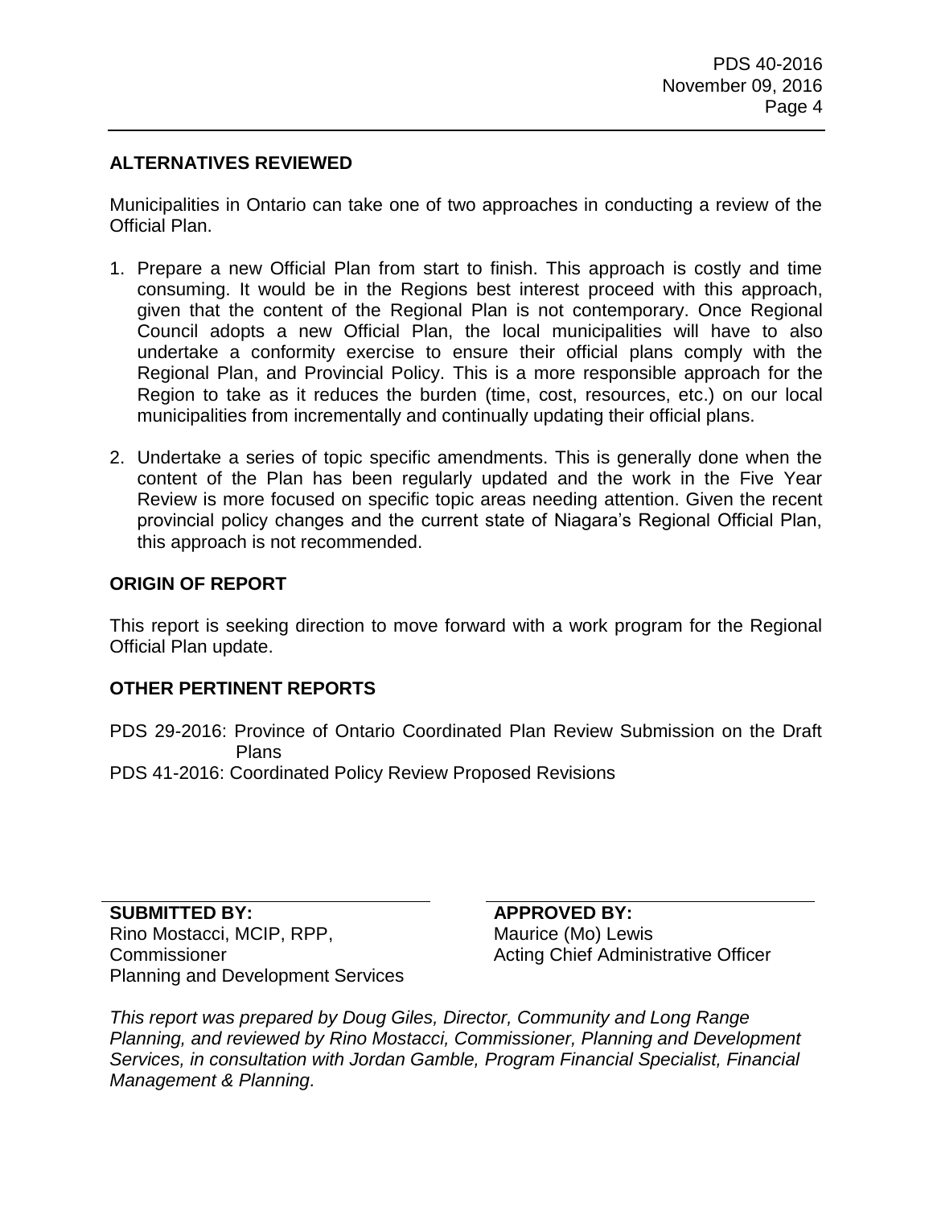## ALTERNATIVES REVIEWED

Municipalities in Ontario can take one of two approaches in conducting a review of the Official Plan.

1. Prepare a new Official Plan from start to finish. This approach is costly and time consuming. It would be in the Regions best interest proceed with this approach, given that the content of the Regional Plan is not contemporary. Once Regional Council adopts a new Official Plan, the local municipalities will have to also undertake a conformity exercise to ensure their official plans comply with the Regional Plan, and Provincial Policy. This is a more responsible approach for the Region to take as it reduces the burden (time, cost, resources, etc.) on our local municipalities from incrementally and continually updating their official plans.

2. Undertake a series of topic specific amendments. This is generally done when the content of the Plan has been regularly updated and the work in the Five Year Review is more focused on specific topic areas needing attention. Given the recent provincial policy changes and the current state of Niagara's Regional Official Plan, this approach is not recommended.

## ORIGIN OF REPORT

This report is seeking direction to move forward with a work program for the Regional Official Plan update.

## OTHER PERTINENT REPORTS

PDS 29-2016: Province of Ontario Coordinated Plan Review Submission on the Draft Plans

PDS 41-2016: Coordinated Policy Review Proposed Revisions

**SUBMITTED BY:**
Rino Mostacci, MCIP, RPP,
Commissioner
Planning and Development Services

**APPROVED BY:**
Maurice (Mo) Lewis
Acting Chief Administrative Officer

*This report was prepared by Doug Giles, Director, Community and Long Range Planning, and reviewed by Rino Mostacci, Commissioner, Planning and Development Services, in consultation with Jordan Gamble, Program Financial Specialist, Financial Management & Planning.*